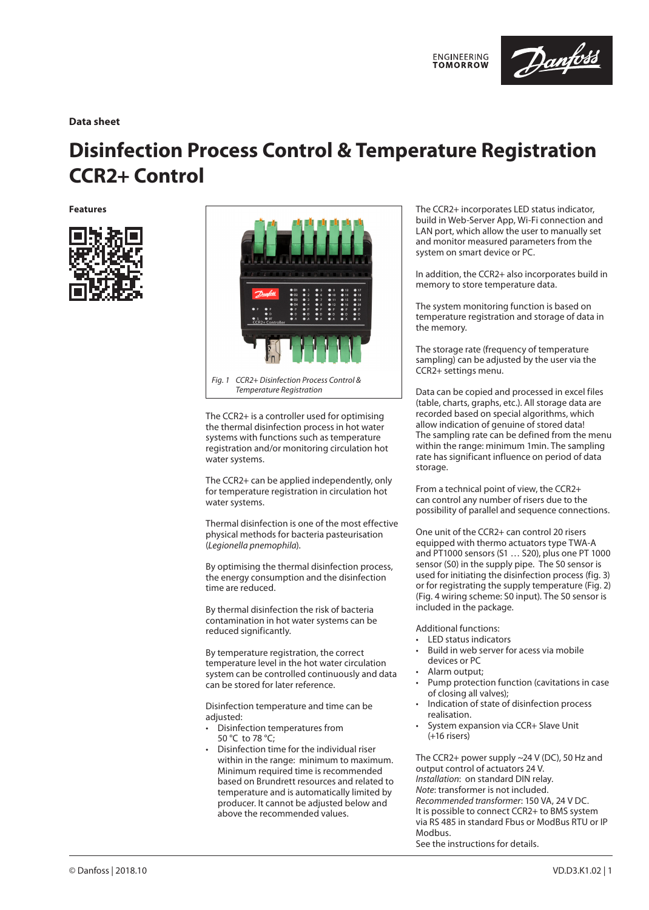Data sheet

# Disinfection Process Control & Temperature Registration CCR2+ Control

**Features**

*Fig. 1 CCR2+ Disinfection Process Control & Temperature Registration*

The CCR2+ is a controller used for optimising the thermal disinfection process in hot water systems with functions such as temperature registration and/or monitoring circulation hot water systems.

The CCR2+ can be applied independently, only for temperature registration in circulation hot water systems.

Thermal disinfection is one of the most effective physical methods for bacteria pasteurisation (*Legionella pnemophila*).

By optimising the thermal disinfection process, the energy consumption and the disinfection time are reduced.

By thermal disinfection the risk of bacteria contamination in hot water systems can be reduced significantly.

By temperature registration, the correct temperature level in the hot water circulation system can be controlled continuously and data can be stored for later reference.

Disinfection temperature and time can be adjusted:

- Disinfection temperatures from 50 °C to 78 °C;
- Disinfection time for the individual riser within in the range: minimum to maximum. Minimum required time is recommended based on Brundrett resources and related to temperature and is automatically limited by producer. It cannot be adjusted below and above the recommended values.

The CCR2+ incorporates LED status indicator, build in Web-Server App, Wi-Fi connection and LAN port, which allow the user to manually set and monitor measured parameters from the system on smart device or PC.

In addition, the CCR2+ also incorporates build in memory to store temperature data.

The system monitoring function is based on temperature registration and storage of data in the memory.

The storage rate (frequency of temperature sampling) can be adjusted by the user via the CCR2+ settings menu.

Data can be copied and processed in excel files (table, charts, graphs, etc.). All storage data are recorded based on special algorithms, which allow indication of genuine of stored data!
The sampling rate can be defined from the menu within the range: minimum 1min. The sampling rate has significant influence on period of data storage.

From a technical point of view, the CCR2+ can control any number of risers due to the possibility of parallel and sequence connections.

One unit of the CCR2+ can control 20 risers equipped with thermo actuators type TWA-A and PT1000 sensors (S1 … S20), plus one PT 1000 sensor (S0) in the supply pipe. The S0 sensor is used for initiating the disinfection process (fig. 3) or for registrating the supply temperature (Fig. 2) (Fig. 4 wiring scheme: S0 input). The S0 sensor is included in the package.

Additional functions:

- LED status indicators
- Build in web server for acess via mobile devices or PC
- Alarm output;
- Pump protection function (cavitations in case of closing all valves);
- Indication of state of disinfection process realisation.
- System expansion via CCR+ Slave Unit (+16 risers)

The CCR2+ power supply ~24 V (DC), 50 Hz and output control of actuators 24 V.
*Installation*: on standard DIN relay.
*Note*: transformer is not included.
*Recommended transformer*: 150 VA, 24 V DC.
It is possible to connect CCR2+ to BMS system via RS 485 in standard Fbus or ModBus RTU or IP Modbus.
See the instructions for details.

© Danfoss | 2018.10 VD.D3.K1.02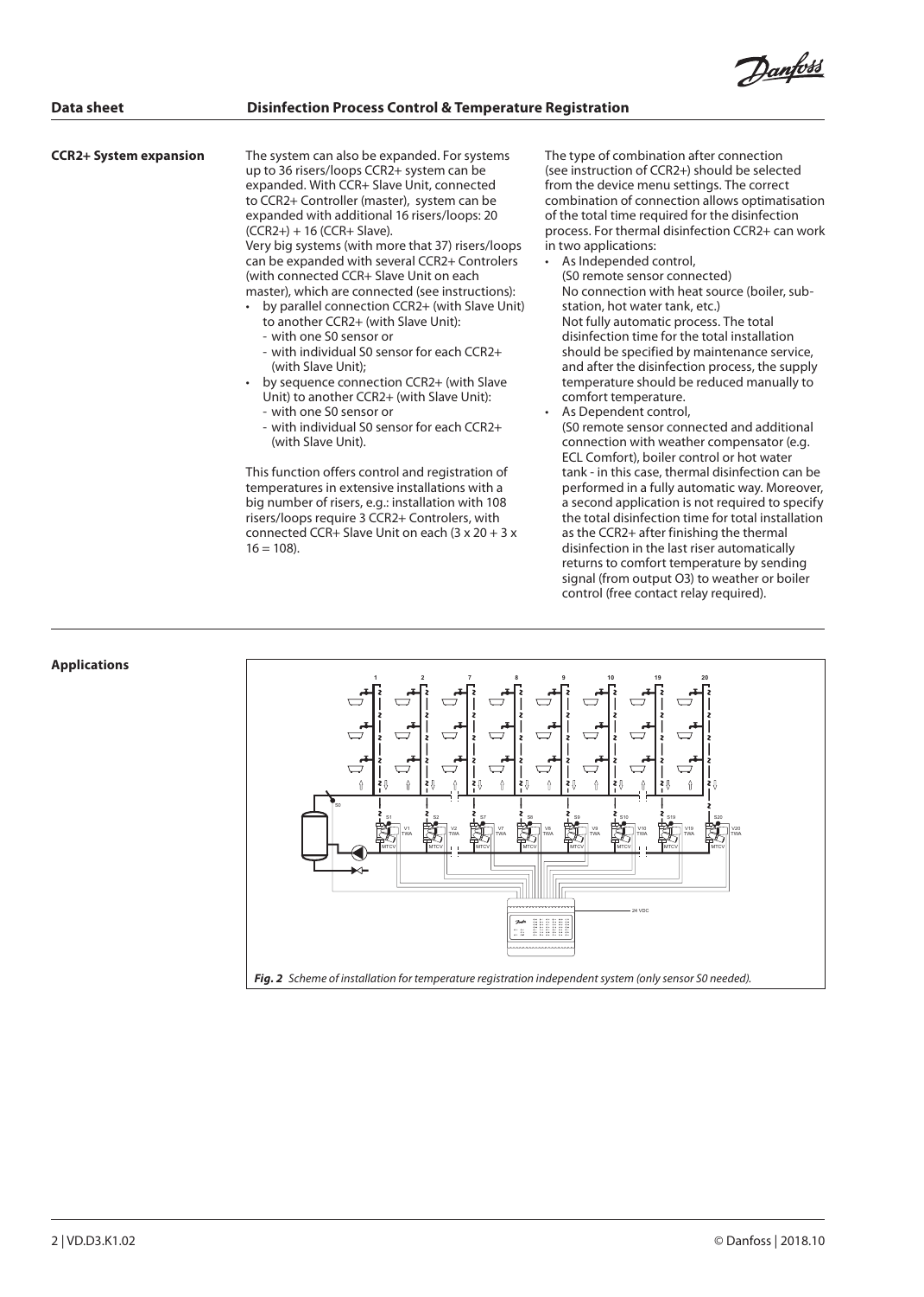## CCR2+ System expansion

The system can also be expanded. For systems up to 36 risers/loops CCR2+ system can be expanded. With CCR+ Slave Unit, connected to CCR2+ Controller (master), system can be expanded with additional 16 risers/loops: 20 (CCR2+) + 16 (CCR+ Slave).
Very big systems (with more that 37) risers/loops can be expanded with several CCR2+ Controlers (with connected CCR+ Slave Unit on each master), which are connected (see instructions):

- by parallel connection CCR2+ (with Slave Unit) to another CCR2+ (with Slave Unit):
  - with one S0 sensor or
  - with individual S0 sensor for each CCR2+ (with Slave Unit);
- by sequence connection CCR2+ (with Slave Unit) to another CCR2+ (with Slave Unit):
  - with one S0 sensor or
  - with individual S0 sensor for each CCR2+ (with Slave Unit).

This function offers control and registration of temperatures in extensive installations with a big number of risers, e.g.: installation with 108 risers/loops require 3 CCR2+ Controlers, with connected CCR+ Slave Unit on each (3 x 20 + 3 x 16 = 108).

The type of combination after connection (see instruction of CCR2+) should be selected from the device menu settings. The correct combination of connection allows optimatisation of the total time required for the disinfection process. For thermal disinfection CCR2+ can work in two applications:

- As Independed control,
  (S0 remote sensor connected)
  No connection with heat source (boiler, sub-station, hot water tank, etc.)
  Not fully automatic process. The total disinfection time for the total installation should be specified by maintenance service, and after the disinfection process, the supply temperature should be reduced manually to comfort temperature.
- As Dependent control,
  (S0 remote sensor connected and additional connection with weather compensator (e.g. ECL Comfort), boiler control or hot water tank - in this case, thermal disinfection can be performed in a fully automatic way. Moreover, a second application is not required to specify the total disinfection time for total installation as the CCR2+ after finishing the thermal disinfection in the last riser automatically returns to comfort temperature by sending signal (from output O3) to weather or boiler control (free contact relay required).

## Applications

*Fig. 2 Scheme of installation for temperature registration independent system (only sensor S0 needed).*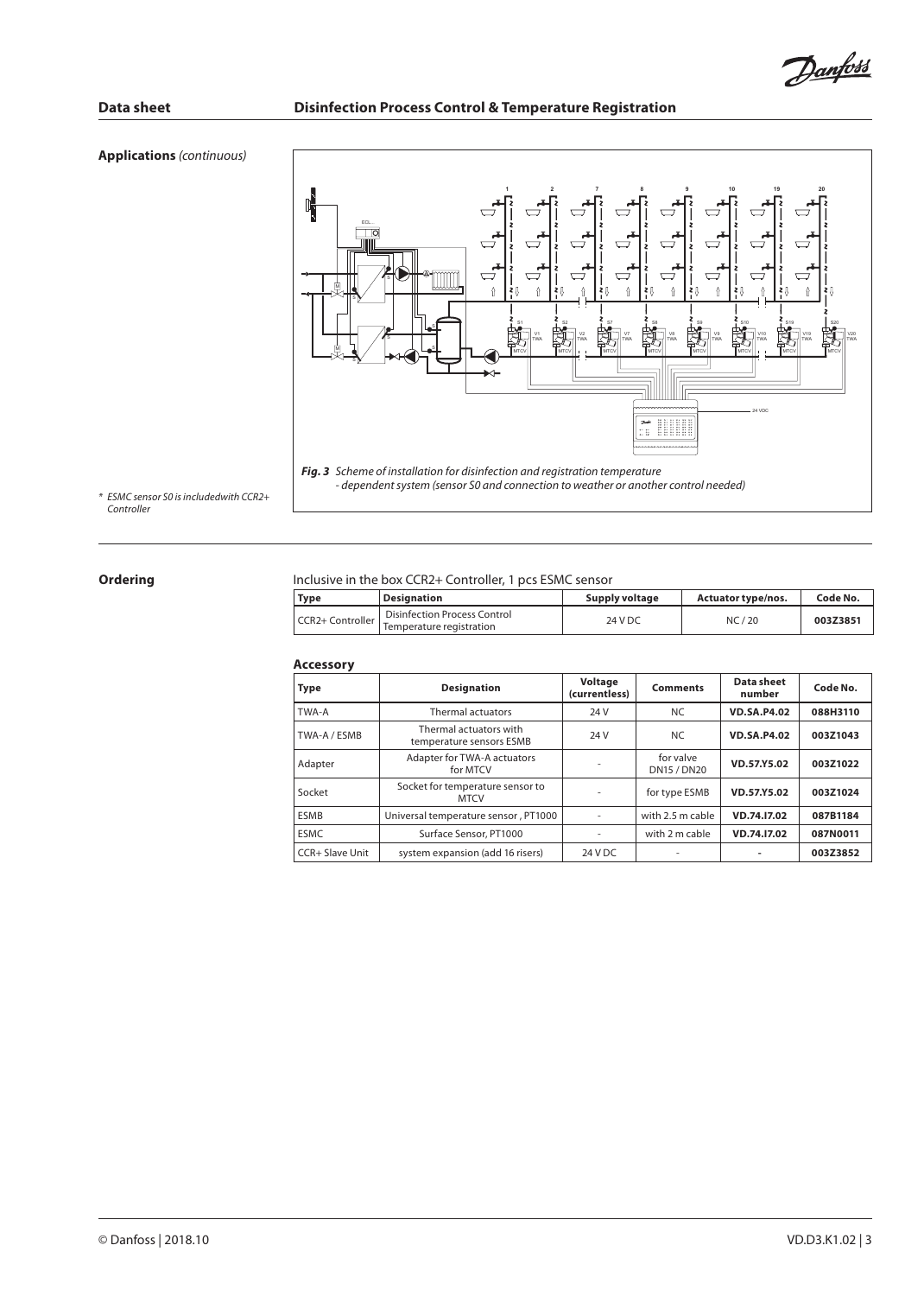**Applications** *(continuous)*

*Fig. 3* *Scheme of installation for disinfection and registration temperature - dependent system (sensor S0 and connection to weather or another control needed)*

\* *ESMC sensor S0 is includedwith CCR2+ Controller*

## Ordering

Inclusive in the box CCR2+ Controller, 1 pcs ESMC sensor

| Type | Designation | Supply voltage | Actuator type/nos. | Code No. |
|---|---|---|---|---|
| CCR2+ Controller | Disinfection Process Control Temperature registration | 24 V DC | NC / 20 | **003Z3851** |

### Accessory

| Type | Designation | Voltage (currentless) | Comments | Data sheet number | Code No. |
|---|---|---|---|---|---|
| TWA-A | Thermal actuators | 24 V | NC | **VD.SA.P4.02** | **088H3110** |
| TWA-A / ESMB | Thermal actuators with temperature sensors ESMB | 24 V | NC | **VD.SA.P4.02** | **003Z1043** |
| Adapter | Adapter for TWA-A actuators for MTCV | - | for valve DN15 / DN20 | **VD.57.Y5.02** | **003Z1022** |
| Socket | Socket for temperature sensor to MTCV | - | for type ESMB | **VD.57.Y5.02** | **003Z1024** |
| ESMB | Universal temperature sensor , PT1000 | - | with 2.5 m cable | **VD.74.I7.02** | **087B1184** |
| ESMC | Surface Sensor, PT1000 | - | with 2 m cable | **VD.74.I7.02** | **087N0011** |
| CCR+ Slave Unit | system expansion (add 16 risers) | 24 V DC | - | - | **003Z3852** |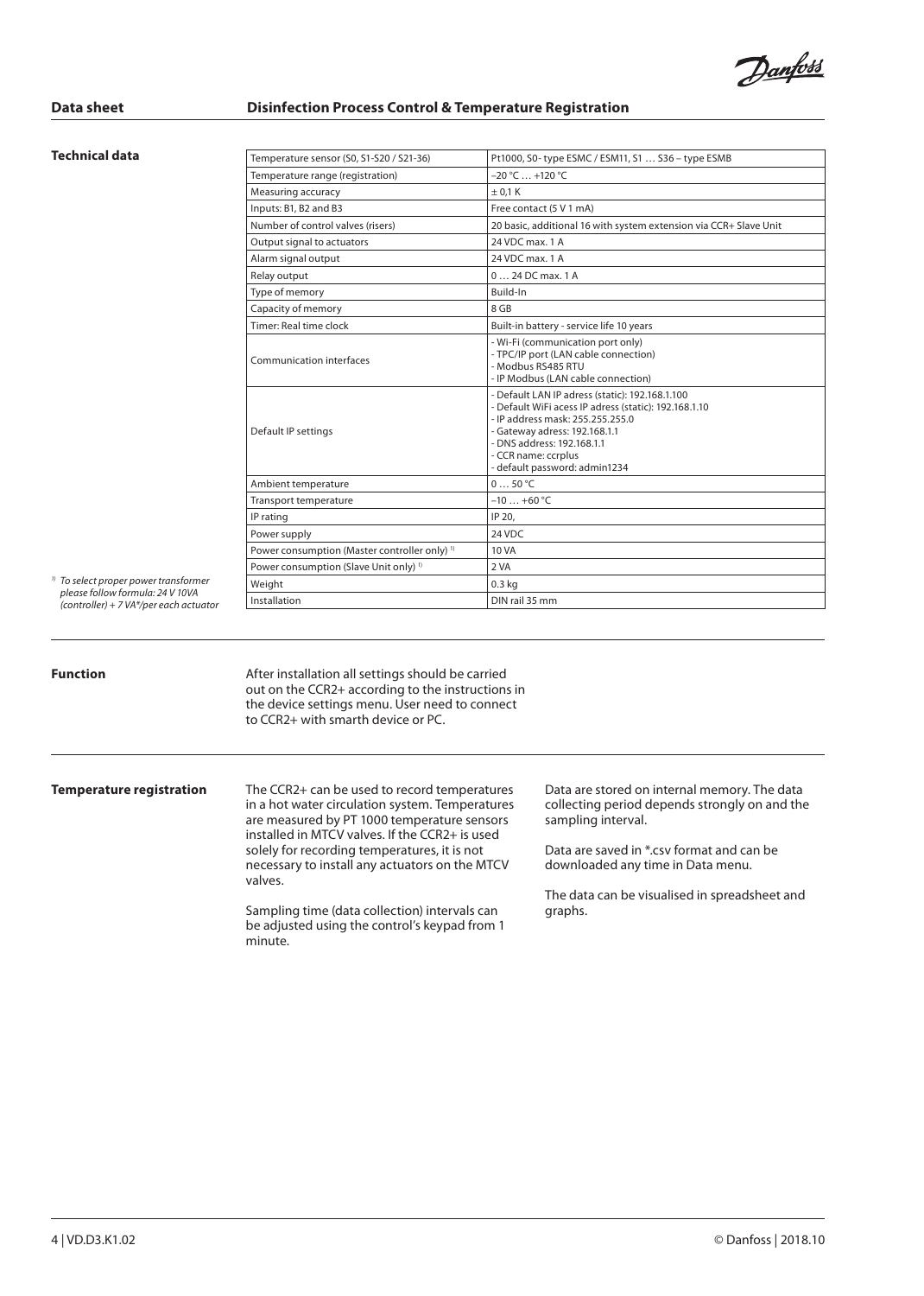## Technical data

| | |
|---|---|
| Temperature sensor (S0, S1-S20 / S21-36) | Pt1000, S0- type ESMC / ESM11, S1 … S36 – type ESMB |
| Temperature range (registration) | –20 °C … +120 °C |
| Measuring accuracy | ± 0,1 K |
| Inputs: B1, B2 and B3 | Free contact (5 V 1 mA) |
| Number of control valves (risers) | 20 basic, additional 16 with system extension via CCR+ Slave Unit |
| Output signal to actuators | 24 VDC max. 1 A |
| Alarm signal output | 24 VDC max. 1 A |
| Relay output | 0 … 24 DC max. 1 A |
| Type of memory | Build-In |
| Capacity of memory | 8 GB |
| Timer: Real time clock | Built-in battery - service life 10 years |
| Communication interfaces | - Wi-Fi (communication port only)<br>- TPC/IP port (LAN cable connection)<br>- Modbus RS485 RTU<br>- IP Modbus (LAN cable connection) |
| Default IP settings | - Default LAN IP adress (static): 192.168.1.100<br>- Default WiFi acess IP adress (static): 192.168.1.10<br>- IP address mask: 255.255.255.0<br>- Gateway adress: 192.168.1.1<br>- DNS address: 192.168.1.1<br>- CCR name: ccrplus<br>- default password: admin1234 |
| Ambient temperature | 0 … 50 °C |
| Transport temperature | –10 … +60 °C |
| IP rating | IP 20, |
| Power supply | 24 VDC |
| Power consumption (Master controller only) [1] | 10 VA |
| Power consumption (Slave Unit only) [1] | 2 VA |
| Weight | 0.3 kg |
| Installation | DIN rail 35 mm |

*[1] To select proper power transformer please follow formula: 24 V 10VA (controller) + 7 VA\*/per each actuator*

## Function

After installation all settings should be carried out on the CCR2+ according to the instructions in the device settings menu. User need to connect to CCR2+ with smarth device or PC.

## Temperature registration

The CCR2+ can be used to record temperatures in a hot water circulation system. Temperatures are measured by PT 1000 temperature sensors installed in MTCV valves. If the CCR2+ is used solely for recording temperatures, it is not necessary to install any actuators on the MTCV valves.

Sampling time (data collection) intervals can be adjusted using the control's keypad from 1 minute.

Data are stored on internal memory. The data collecting period depends strongly on and the sampling interval.

Data are saved in *.csv format and can be downloaded any time in Data menu.

The data can be visualised in spreadsheet and graphs.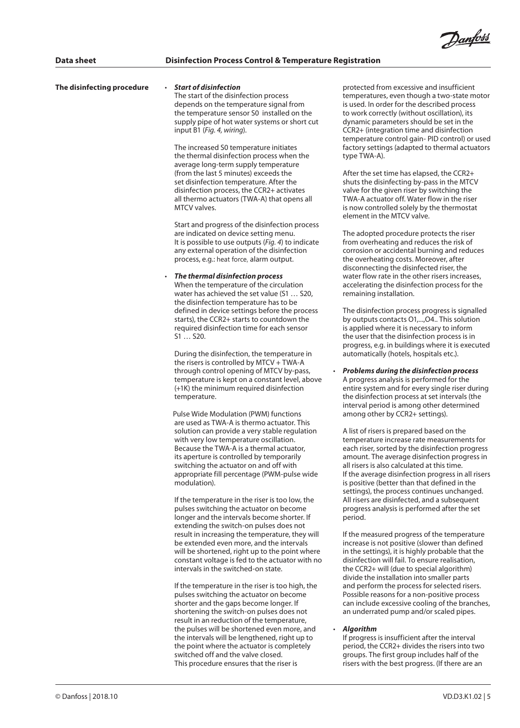## The disinfecting procedure

- ***Start of disinfection***

  The start of the disinfection process depends on the temperature signal from the temperature sensor S0 installed on the supply pipe of hot water systems or short cut input B1 (*Fig. 4, wiring*).

  The increased S0 temperature initiates the thermal disinfection process when the average long-term supply temperature (from the last 5 minutes) exceeds the set disinfection temperature. After the disinfection process, the CCR2+ activates all thermo actuators (TWA-A) that opens all MTCV valves.

  Start and progress of the disinfection process are indicated on device setting menu. It is possible to use outputs (*Fig. 4*) to indicate any external operation of the disinfection process, e.g.: heat force, alarm output.

- ***The thermal disinfection process***

  When the temperature of the circulation water has achieved the set value (S1 … S20, the disinfection temperature has to be defined in device settings before the process starts), the CCR2+ starts to countdown the required disinfection time for each sensor S1 … S20.

  During the disinfection, the temperature in the risers is controlled by MTCV + TWA-A through control opening of MTCV by-pass, temperature is kept on a constant level, above (+1K) the minimum required disinfection temperature.

  Pulse Wide Modulation (PWM) functions are used as TWA-A is thermo actuator. This solution can provide a very stable regulation with very low temperature oscillation. Because the TWA-A is a thermal actuator, its aperture is controlled by temporarily switching the actuator on and off with appropriate fill percentage (PWM-pulse wide modulation).

  If the temperature in the riser is too low, the pulses switching the actuator on become longer and the intervals become shorter. If extending the switch-on pulses does not result in increasing the temperature, they will be extended even more, and the intervals will be shortened, right up to the point where constant voltage is fed to the actuator with no intervals in the switched-on state.

  If the temperature in the riser is too high, the pulses switching the actuator on become shorter and the gaps become longer. If shortening the switch-on pulses does not result in an reduction of the temperature, the pulses will be shortened even more, and the intervals will be lengthened, right up to the point where the actuator is completely switched off and the valve closed.
  This procedure ensures that the riser is protected from excessive and insufficient temperatures, even though a two-state motor is used. In order for the described process to work correctly (without oscillation), its dynamic parameters should be set in the CCR2+ (integration time and disinfection temperature control gain- PID control) or used factory settings (adapted to thermal actuators type TWA-A).

  After the set time has elapsed, the CCR2+ shuts the disinfecting by-pass in the MTCV valve for the given riser by switching the TWA-A actuator off. Water flow in the riser is now controlled solely by the thermostat element in the MTCV valve.

  The adopted procedure protects the riser from overheating and reduces the risk of corrosion or accidental burning and reduces the overheating costs. Moreover, after disconnecting the disinfected riser, the water flow rate in the other risers increases, accelerating the disinfection process for the remaining installation.

  The disinfection process progress is signalled by outputs contacts O1,...,O4.. This solution is applied where it is necessary to inform the user that the disinfection process is in progress, e.g. in buildings where it is executed automatically (hotels, hospitals etc.).

- ***Problems during the disinfection process***

  A progress analysis is performed for the entire system and for every single riser during the disinfection process at set intervals (the interval period is among other determined among other by CCR2+ settings).

  A list of risers is prepared based on the temperature increase rate measurements for each riser, sorted by the disinfection progress amount. The average disinfection progress in all risers is also calculated at this time. If the average disinfection progress in all risers is positive (better than that defined in the settings), the process continues unchanged. All risers are disinfected, and a subsequent progress analysis is performed after the set period.

  If the measured progress of the temperature increase is not positive (slower than defined in the settings), it is highly probable that the disinfection will fail. To ensure realisation, the CCR2+ will (due to special algorithm) divide the installation into smaller parts and perform the process for selected risers. Possible reasons for a non-positive process can include excessive cooling of the branches, an underrated pump and/or scaled pipes.

- ***Algorithm***

  If progress is insufficient after the interval period, the CCR2+ divides the risers into two groups. The first group includes half of the risers with the best progress. (If there are an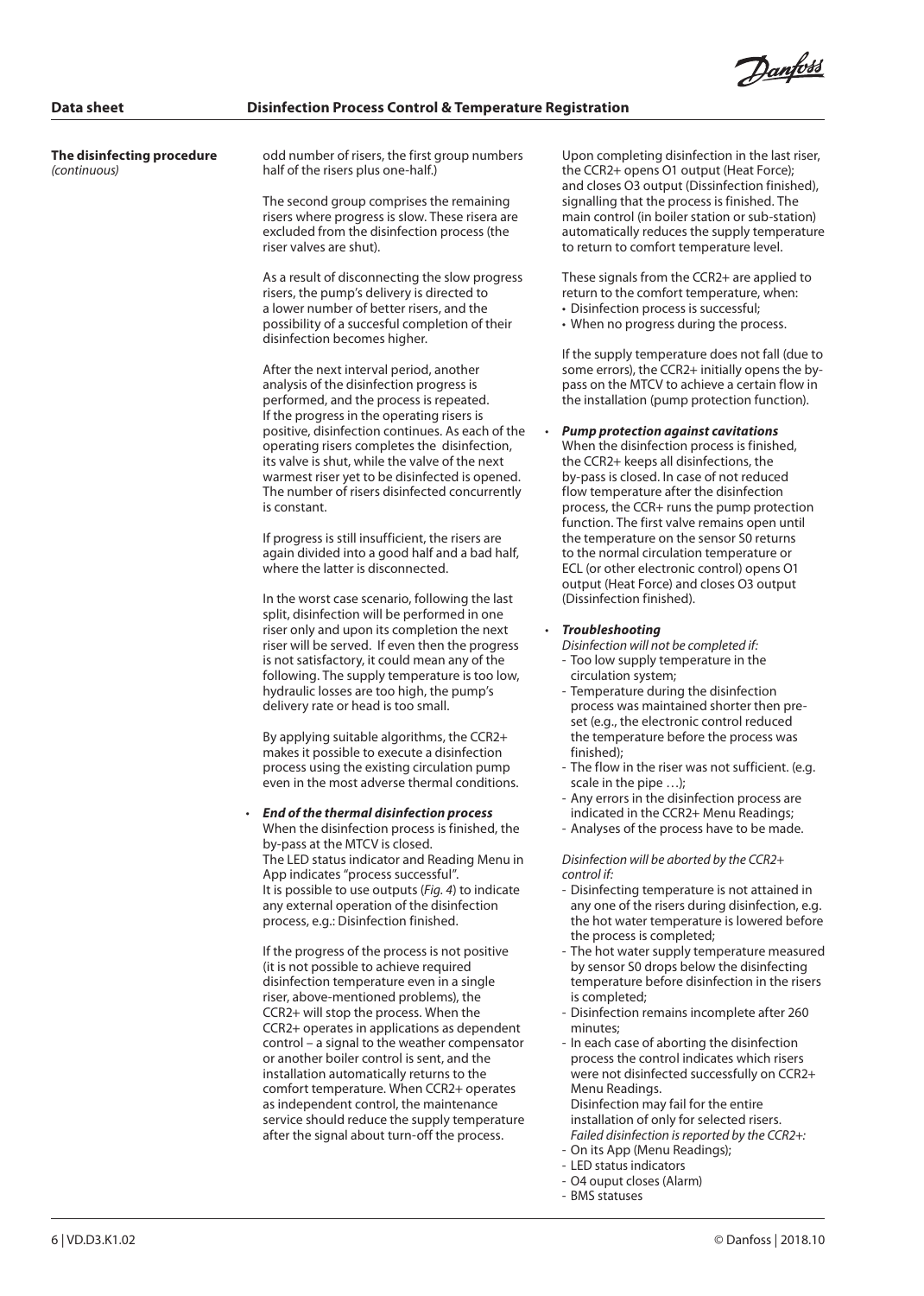## The disinfecting procedure *(continuous)*

odd number of risers, the first group numbers half of the risers plus one-half.)

The second group comprises the remaining risers where progress is slow. These risera are excluded from the disinfection process (the riser valves are shut).

As a result of disconnecting the slow progress risers, the pump's delivery is directed to a lower number of better risers, and the possibility of a succesful completion of their disinfection becomes higher.

After the next interval period, another analysis of the disinfection progress is performed, and the process is repeated. If the progress in the operating risers is positive, disinfection continues. As each of the operating risers completes the disinfection, its valve is shut, while the valve of the next warmest riser yet to be disinfected is opened. The number of risers disinfected concurrently is constant.

If progress is still insufficient, the risers are again divided into a good half and a bad half, where the latter is disconnected.

In the worst case scenario, following the last split, disinfection will be performed in one riser only and upon its completion the next riser will be served. If even then the progress is not satisfactory, it could mean any of the following. The supply temperature is too low, hydraulic losses are too high, the pump's delivery rate or head is too small.

By applying suitable algorithms, the CCR2+ makes it possible to execute a disinfection process using the existing circulation pump even in the most adverse thermal conditions.

- ***End of the thermal disinfection process***
  When the disinfection process is finished, the by-pass at the MTCV is closed.
  The LED status indicator and Reading Menu in App indicates "process successful".
  It is possible to use outputs (*Fig. 4*) to indicate any external operation of the disinfection process, e.g.: Disinfection finished.

  If the progress of the process is not positive (it is not possible to achieve required disinfection temperature even in a single riser, above-mentioned problems), the CCR2+ will stop the process. When the CCR2+ operates in applications as dependent control – a signal to the weather compensator or another boiler control is sent, and the installation automatically returns to the comfort temperature. When CCR2+ operates as independent control, the maintenance service should reduce the supply temperature after the signal about turn-off the process.

  Upon completing disinfection in the last riser, the CCR2+ opens O1 output (Heat Force); and closes O3 output (Dissinfection finished), signalling that the process is finished. The main control (in boiler station or sub-station) automatically reduces the supply temperature to return to comfort temperature level.

  These signals from the CCR2+ are applied to return to the comfort temperature, when:
  - Disinfection process is successful;
  - When no progress during the process.

  If the supply temperature does not fall (due to some errors), the CCR2+ initially opens the by-pass on the MTCV to achieve a certain flow in the installation (pump protection function).

- ***Pump protection against cavitations***
  When the disinfection process is finished, the CCR2+ keeps all disinfections, the by-pass is closed. In case of not reduced flow temperature after the disinfection process, the CCR+ runs the pump protection function. The first valve remains open until the temperature on the sensor S0 returns to the normal circulation temperature or ECL (or other electronic control) opens O1 output (Heat Force) and closes O3 output (Dissinfection finished).

- ***Troubleshooting***
  *Disinfection will not be completed if:*
  - Too low supply temperature in the circulation system;
  - Temperature during the disinfection process was maintained shorter then pre-set (e.g., the electronic control reduced the temperature before the process was finished);
  - The flow in the riser was not sufficient. (e.g. scale in the pipe …);
  - Any errors in the disinfection process are indicated in the CCR2+ Menu Readings;
  - Analyses of the process have to be made.

  *Disinfection will be aborted by the CCR2+ control if:*
  - Disinfecting temperature is not attained in any one of the risers during disinfection, e.g. the hot water temperature is lowered before the process is completed;
  - The hot water supply temperature measured by sensor S0 drops below the disinfecting temperature before disinfection in the risers is completed;
  - Disinfection remains incomplete after 260 minutes;
  - In each case of aborting the disinfection process the control indicates which risers were not disinfected successfully on CCR2+ Menu Readings.
    Disinfection may fail for the entire installation of only for selected risers.
    *Failed disinfection is reported by the CCR2+:*
  - On its App (Menu Readings);
  - LED status indicators
  - O4 ouput closes (Alarm)
  - BMS statuses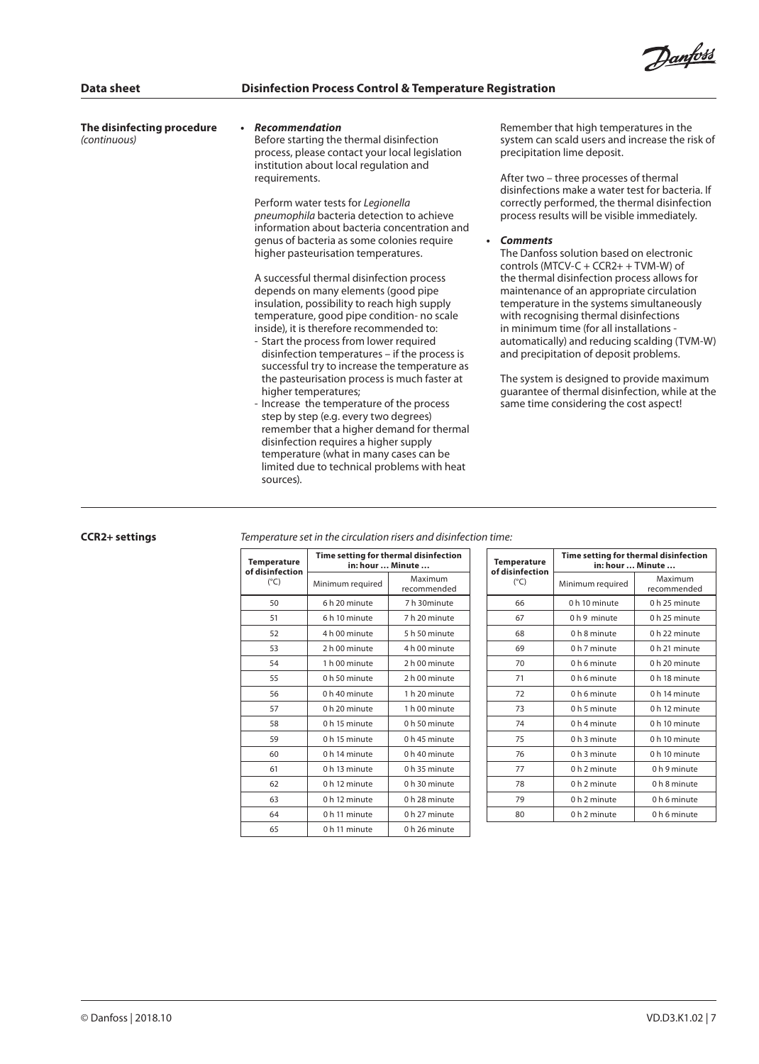## The disinfecting procedure *(continuous)*

- ***Recommendation***

  Before starting the thermal disinfection process, please contact your local legislation institution about local regulation and requirements.

  Perform water tests for *Legionella pneumophila* bacteria detection to achieve information about bacteria concentration and genus of bacteria as some colonies require higher pasteurisation temperatures.

  A successful thermal disinfection process depends on many elements (good pipe insulation, possibility to reach high supply temperature, good pipe condition- no scale inside), it is therefore recommended to:
  - Start the process from lower required disinfection temperatures – if the process is successful try to increase the temperature as the pasteurisation process is much faster at higher temperatures;
  - Increase the temperature of the process step by step (e.g. every two degrees) remember that a higher demand for thermal disinfection requires a higher supply temperature (what in many cases can be limited due to technical problems with heat sources).

  Remember that high temperatures in the system can scald users and increase the risk of precipitation lime deposit.

  After two – three processes of thermal disinfections make a water test for bacteria. If correctly performed, the thermal disinfection process results will be visible immediately.

- ***Comments***

  The Danfoss solution based on electronic controls (MTCV-C + CCR2+ + TVM-W) of the thermal disinfection process allows for maintenance of an appropriate circulation temperature in the systems simultaneously with recognising thermal disinfections in minimum time (for all installations - automatically) and reducing scalding (TVM-W) and precipitation of deposit problems.

  The system is designed to provide maximum guarantee of thermal disinfection, while at the same time considering the cost aspect!

## CCR2+ settings

*Temperature set in the circulation risers and disinfection time:*

| Temperature of disinfection (°C) | Time setting for thermal disinfection in: hour … Minute … | |
|---|---|---|
| | Minimum required | Maximum recommended |
| 50 | 6 h 20 minute | 7 h 30minute |
| 51 | 6 h 10 minute | 7 h 20 minute |
| 52 | 4 h 00 minute | 5 h 50 minute |
| 53 | 2 h 00 minute | 4 h 00 minute |
| 54 | 1 h 00 minute | 2 h 00 minute |
| 55 | 0 h 50 minute | 2 h 00 minute |
| 56 | 0 h 40 minute | 1 h 20 minute |
| 57 | 0 h 20 minute | 1 h 00 minute |
| 58 | 0 h 15 minute | 0 h 50 minute |
| 59 | 0 h 15 minute | 0 h 45 minute |
| 60 | 0 h 14 minute | 0 h 40 minute |
| 61 | 0 h 13 minute | 0 h 35 minute |
| 62 | 0 h 12 minute | 0 h 30 minute |
| 63 | 0 h 12 minute | 0 h 28 minute |
| 64 | 0 h 11 minute | 0 h 27 minute |
| 65 | 0 h 11 minute | 0 h 26 minute |

| Temperature of disinfection (°C) | Time setting for thermal disinfection in: hour … Minute … | |
|---|---|---|
| | Minimum required | Maximum recommended |
| 66 | 0 h 10 minute | 0 h 25 minute |
| 67 | 0 h 9 minute | 0 h 25 minute |
| 68 | 0 h 8 minute | 0 h 22 minute |
| 69 | 0 h 7 minute | 0 h 21 minute |
| 70 | 0 h 6 minute | 0 h 20 minute |
| 71 | 0 h 6 minute | 0 h 18 minute |
| 72 | 0 h 6 minute | 0 h 14 minute |
| 73 | 0 h 5 minute | 0 h 12 minute |
| 74 | 0 h 4 minute | 0 h 10 minute |
| 75 | 0 h 3 minute | 0 h 10 minute |
| 76 | 0 h 3 minute | 0 h 10 minute |
| 77 | 0 h 2 minute | 0 h 9 minute |
| 78 | 0 h 2 minute | 0 h 8 minute |
| 79 | 0 h 2 minute | 0 h 6 minute |
| 80 | 0 h 2 minute | 0 h 6 minute |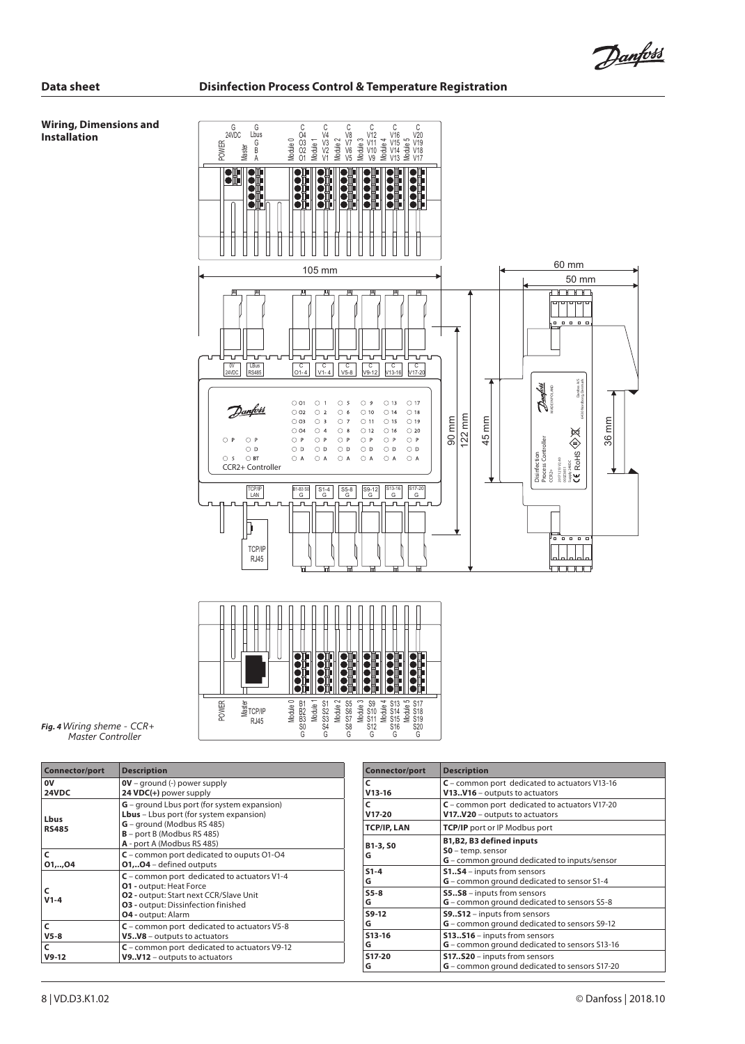## Wiring, Dimensions and Installation

*Fig. 4 Wiring sheme - CCR+ Master Controller*

| Connector/port | Description |
| --- | --- |
| 0V<br>24VDC | 0V – ground (-) power supply<br>24 VDC(+) power supply |
| Lbus<br>RS485 | G – ground Lbus port (for system expansion)<br>Lbus – Lbus port (for system expansion)<br>G – ground (Modbus RS 485)<br>B – port B (Modbus RS 485)<br>A - port A (Modbus RS 485) |
| C<br>O1,..,O4 | C – common port dedicated to ouputs O1-O4<br>O1,..O4 – defined outputs |
| C<br>V1-4 | C – common port dedicated to actuators V1-4<br>O1 - output: Heat Force<br>O2 - output: Start next CCR/Slave Unit<br>O3 - output: Dissinfection finished<br>O4 - output: Alarm |
| C<br>V5-8 | C – common port dedicated to actuators V5-8<br>V5..V8 – outputs to actuators |
| C<br>V9-12 | C – common port dedicated to actuators V9-12<br>V9..V12 – outputs to actuators |
| C<br>V13-16 | C – common port dedicated to actuators V13-16<br>V13..V16 – outputs to actuators |
| C<br>V17-20 | C – common port dedicated to actuators V17-20<br>V17..V20 – outputs to actuators |
| TCP/IP, LAN | TCP/IP port or IP Modbus port |
| B1-3, S0<br>G | B1,B2, B3 defined inputs<br>S0 – temp. sensor<br>G – common ground dedicated to inputs/sensor |
| S1-4<br>G | S1..S4 – inputs from sensors<br>G – common ground dedicated to sensor S1-4 |
| S5-8<br>G | S5..S8 – inputs from sensors<br>G – common ground dedicated to sensors S5-8 |
| S9-12<br>G | S9..S12 – inputs from sensors<br>G – common ground dedicated to sensors S9-12 |
| S13-16<br>G | S13..S16 – inputs from sensors<br>G – common ground dedicated to sensors S13-16 |
| S17-20<br>G | S17..S20 – inputs from sensors<br>G – common ground dedicated to sensors S17-20 |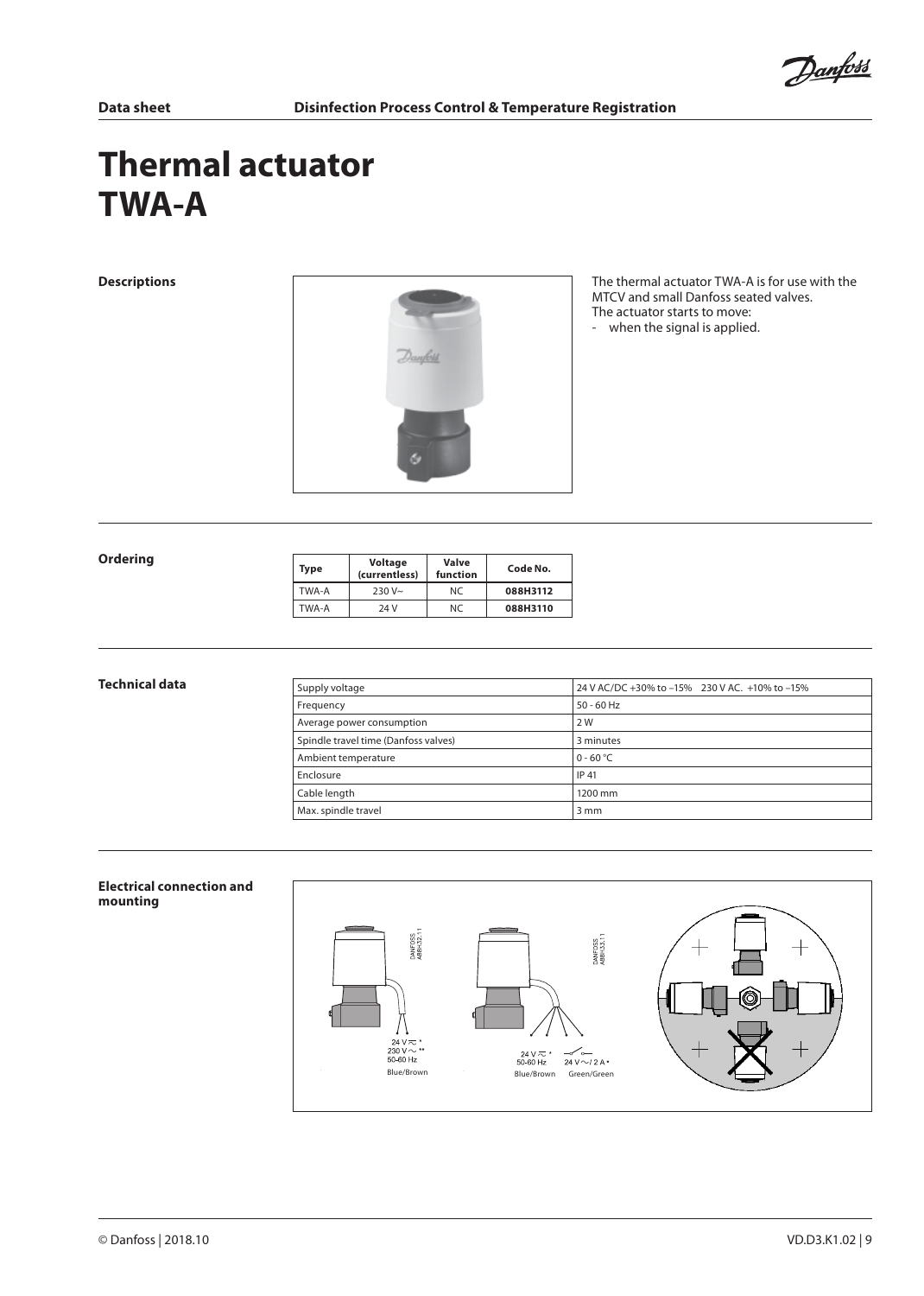# Thermal actuator TWA-A

## Descriptions

The thermal actuator TWA-A is for use with the MTCV and small Danfoss seated valves.
The actuator starts to move:
- when the signal is applied.

## Ordering

| Type | Voltage (currentless) | Valve function | Code No. |
|---|---|---|---|
| TWA-A | 230 V~ | NC | **088H3112** |
| TWA-A | 24 V | NC | **088H3110** |

## Technical data

| | |
|---|---|
| Supply voltage | 24 V AC/DC +30% to –15%  230 V AC. +10% to –15% |
| Frequency | 50 - 60 Hz |
| Average power consumption | 2 W |
| Spindle travel time (Danfoss valves) | 3 minutes |
| Ambient temperature | 0 - 60 °C |
| Enclosure | IP 41 |
| Cable length | 1200 mm |
| Max. spindle travel | 3 mm |

## Electrical connection and mounting

DANFOSS A88H-32.1.1

24 V ≂ *
230 V ~ **
50-60 Hz
Blue/Brown

DANFOSS A88H-33.1.1

24 V ≂ *
50-60 Hz
Blue/Brown

24 V ~/ 2 A *
Green/Green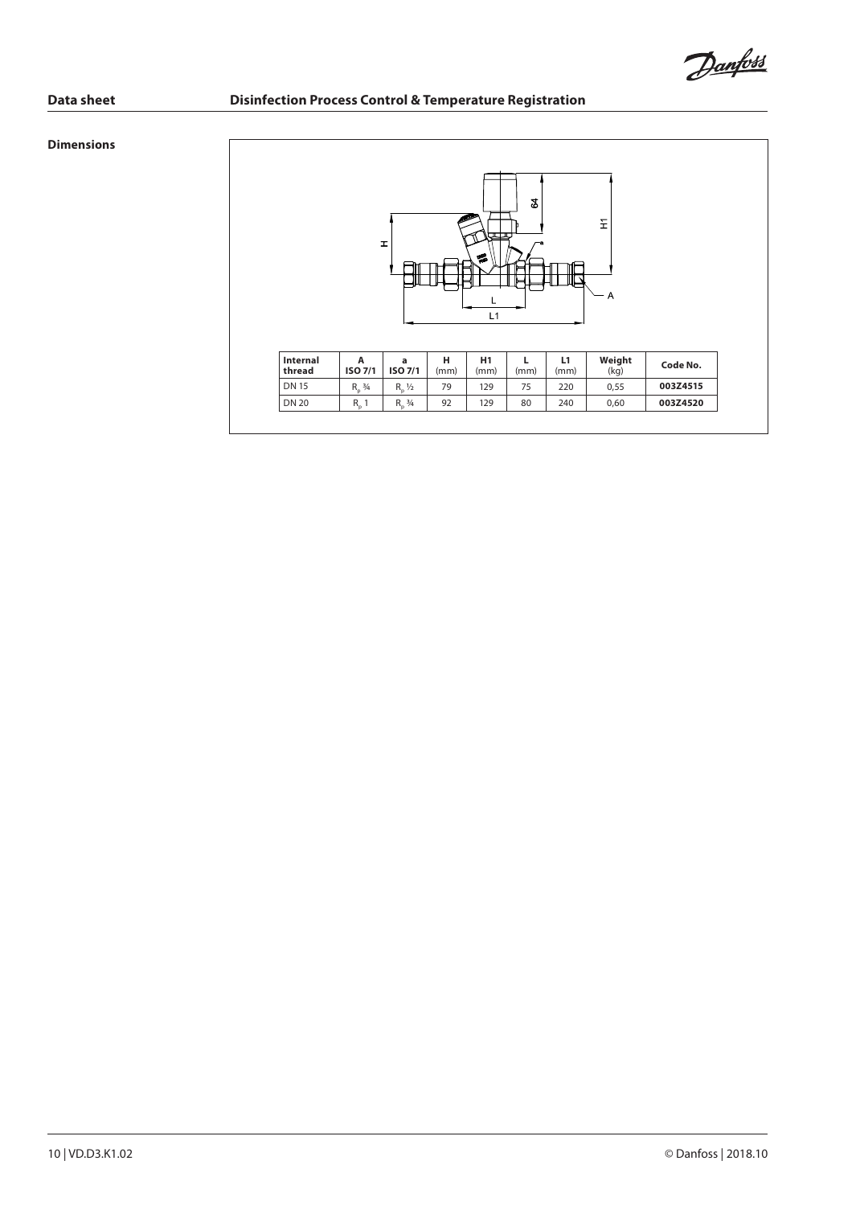## Dimensions

| Internal thread | A ISO 7/1 | a ISO 7/1 | H (mm) | H1 (mm) | L (mm) | L1 (mm) | Weight (kg) | Code No. |
|---|---|---|---|---|---|---|---|---|
| DN 15 | $R_p$ ¾ | $R_p$ ½ | 79 | 129 | 75 | 220 | 0,55 | **003Z4515** |
| DN 20 | $R_p$ 1 | $R_p$ ¾ | 92 | 129 | 80 | 240 | 0,60 | **003Z4520** |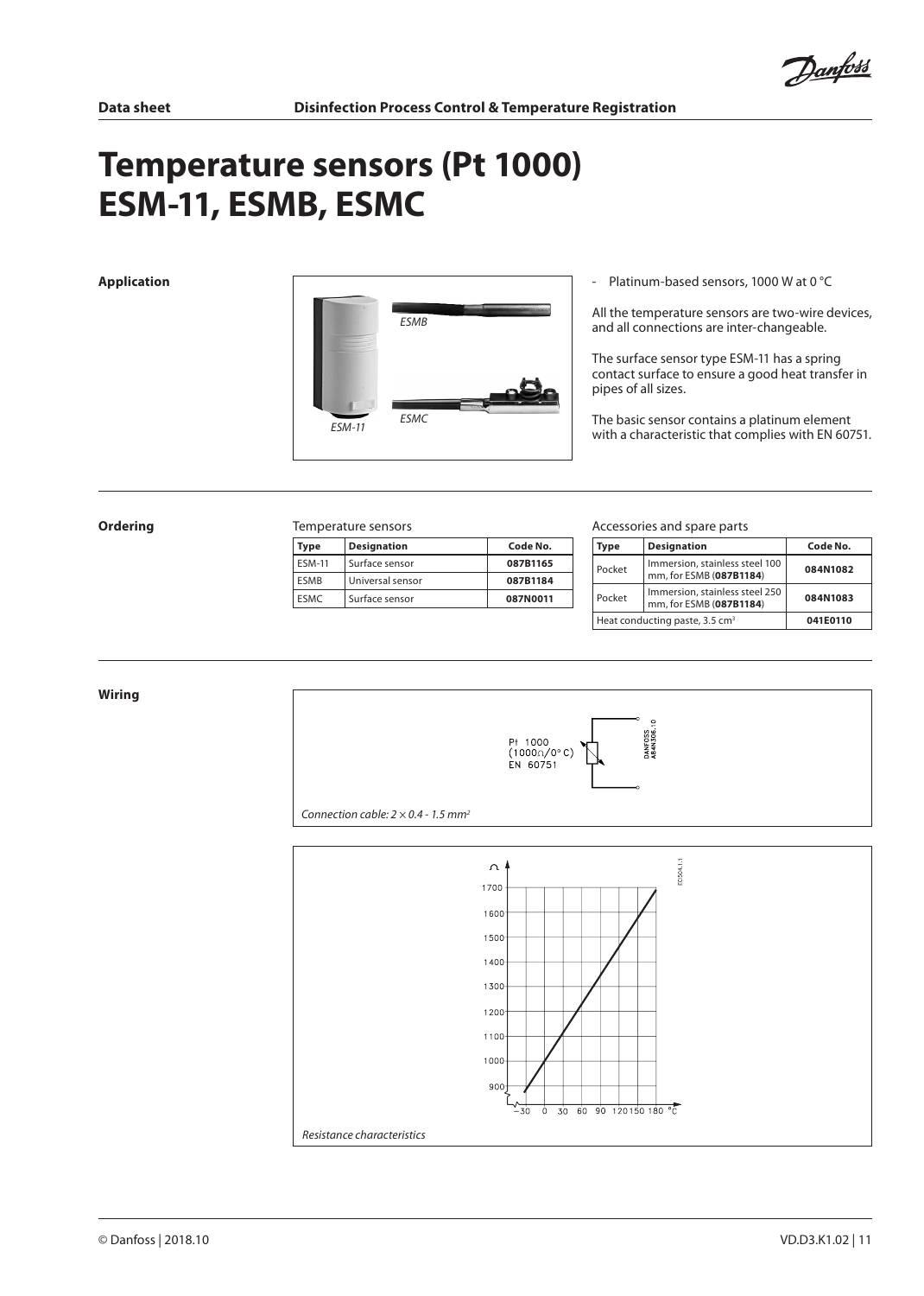# Temperature sensors (Pt 1000) ESM-11, ESMB, ESMC

## Application

- Platinum-based sensors, 1000 W at 0 °C

All the temperature sensors are two-wire devices, and all connections are inter-changeable.

The surface sensor type ESM-11 has a spring contact surface to ensure a good heat transfer in pipes of all sizes.

The basic sensor contains a platinum element with a characteristic that complies with EN 60751.

## Ordering

Temperature sensors

| Type | Designation | Code No. |
| --- | --- | --- |
| ESM-11 | Surface sensor | **087B1165** |
| ESMB | Universal sensor | **087B1184** |
| ESMC | Surface sensor | **087N0011** |

Accessories and spare parts

| Type | Designation | Code No. |
| --- | --- | --- |
| Pocket | Immersion, stainless steel 100 mm, for ESMB (**087B1184**) | **084N1082** |
| Pocket | Immersion, stainless steel 250 mm, for ESMB (**087B1184**) | **084N1083** |
| Heat conducting paste, 3.5 cm³ | | **041E0110** |

## Wiring

Pt 1000 (1000Ω/0°C) EN 60751

*Connection cable: 2 × 0.4 - 1.5 mm²*

*Resistance characteristics*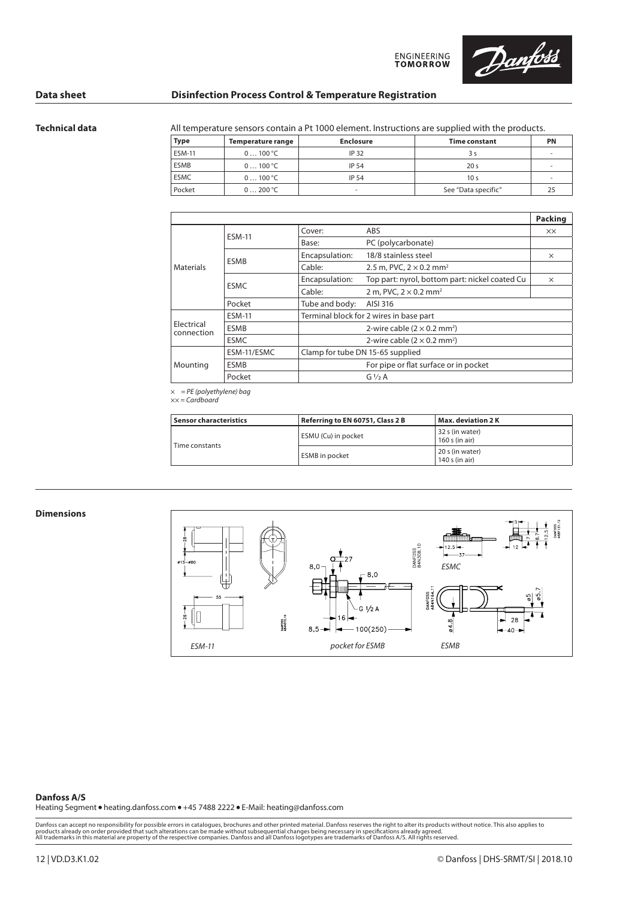## Technical data

All temperature sensors contain a Pt 1000 element. Instructions are supplied with the products.

| Type | Temperature range | Enclosure | Time constant | PN |
|---|---|---|---|---|
| ESM-11 | 0 … 100 °C | IP 32 | 3 s | - |
| ESMB | 0 … 100 °C | IP 54 | 20 s | - |
| ESMC | 0 … 100 °C | IP 54 | 10 s | - |
| Pocket | 0 … 200 °C | - | See "Data specific" | 25 |

| | | | | Packing |
|---|---|---|---|---|
| Materials | ESM-11 | Cover: | ABS | ×× |
| | | Base: | PC (polycarbonate) | |
| | ESMB | Encapsulation: | 18/8 stainless steel | × |
| | | Cable: | 2.5 m, PVC, 2 × 0.2 mm² | |
| | ESMC | Encapsulation: | Top part: nyrol, bottom part: nickel coated Cu | × |
| | | Cable: | 2 m, PVC, 2 × 0.2 mm² | |
| | Pocket | Tube and body: | AISI 316 | |
| Electrical connection | ESM-11 | Terminal block for 2 wires in base part | | |
| | ESMB | 2-wire cable (2 × 0.2 mm²) | | |
| | ESMC | 2-wire cable (2 × 0.2 mm²) | | |
| Mounting | ESM-11/ESMC | Clamp for tube DN 15-65 supplied | | |
| | ESMB | For pipe or flat surface or in pocket | | |
| | Pocket | G ½ A | | |

× = *PE (polyethylene) bag*
×× = *Cardboard*

| Sensor characteristics | Referring to EN 60751, Class 2 B | Max. deviation 2 K |
|---|---|---|
| Time constants | ESMU (Cu) in pocket | 32 s (in water)<br>160 s (in air) |
| | ESMB in pocket | 20 s (in water)<br>140 s (in air) |

## Dimensions

ESM-11

pocket for ESMB

ESMC

ESMB

**Danfoss A/S**

Heating Segment • heating.danfoss.com • +45 7488 2222 • E-Mail: heating@danfoss.com

Danfoss can accept no responsibility for possible errors in catalogues, brochures and other printed material. Danfoss reserves the right to alter its products without notice. This also applies to products already on order provided that such alterations can be made without subsequential changes being necessary in specifications already agreed.
All trademarks in this material are property of the respective companies. Danfoss and all Danfoss logotypes are trademarks of Danfoss A/S. All rights reserved.